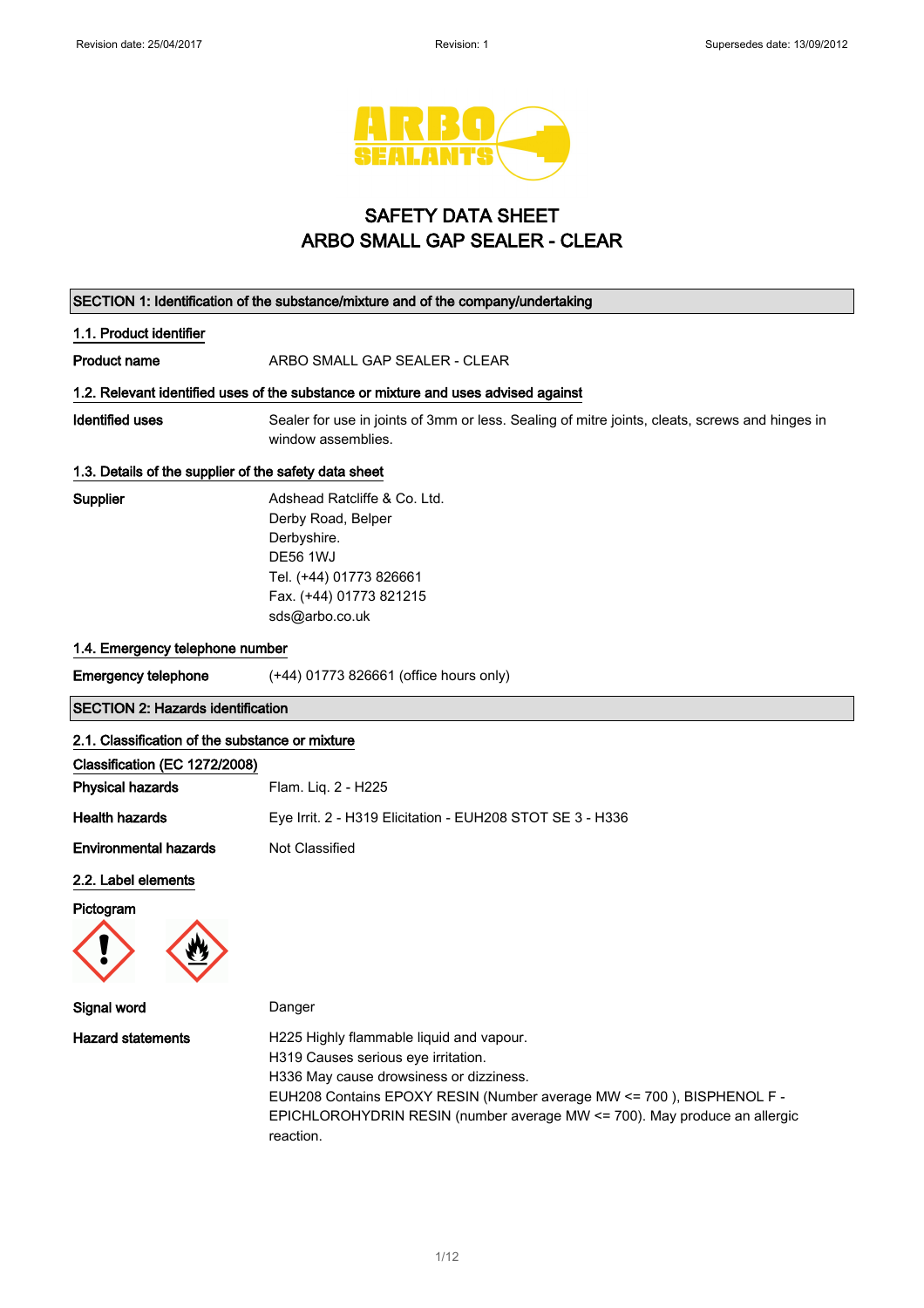# SAFETY DATA SHEET
# ARBO SMALL GAP SEALER - CLEAR

## SECTION 1: Identification of the substance/mixture and of the company/undertaking

### 1.1. Product identifier

**Product name** ARBO SMALL GAP SEALER - CLEAR

### 1.2. Relevant identified uses of the substance or mixture and uses advised against

**Identified uses** Sealer for use in joints of 3mm or less. Sealing of mitre joints, cleats, screws and hinges in window assemblies.

### 1.3. Details of the supplier of the safety data sheet

**Supplier**
Adshead Ratcliffe & Co. Ltd.
Derby Road, Belper
Derbyshire.
DE56 1WJ
Tel. (+44) 01773 826661
Fax. (+44) 01773 821215
sds@arbo.co.uk

### 1.4. Emergency telephone number

**Emergency telephone** (+44) 01773 826661 (office hours only)

## SECTION 2: Hazards identification

### 2.1. Classification of the substance or mixture

**Classification (EC 1272/2008)**

**Physical hazards** Flam. Liq. 2 - H225

**Health hazards** Eye Irrit. 2 - H319 Elicitation - EUH208 STOT SE 3 - H336

**Environmental hazards** Not Classified

### 2.2. Label elements

**Pictogram**

**Signal word** Danger

**Hazard statements**
H225 Highly flammable liquid and vapour.
H319 Causes serious eye irritation.
H336 May cause drowsiness or dizziness.
EUH208 Contains EPOXY RESIN (Number average MW <= 700 ), BISPHENOL F - EPICHLOROHYDRIN RESIN (number average MW <= 700). May produce an allergic reaction.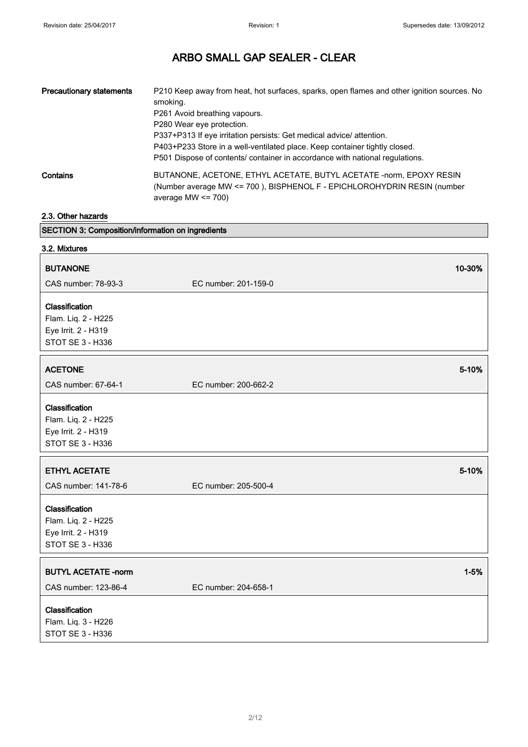# ARBO SMALL GAP SEALER - CLEAR

**Precautionary statements**
P210 Keep away from heat, hot surfaces, sparks, open flames and other ignition sources. No smoking.
P261 Avoid breathing vapours.
P280 Wear eye protection.
P337+P313 If eye irritation persists: Get medical advice/ attention.
P403+P233 Store in a well-ventilated place. Keep container tightly closed.
P501 Dispose of contents/ container in accordance with national regulations.

**Contains**
BUTANONE, ACETONE, ETHYL ACETATE, BUTYL ACETATE -norm, EPOXY RESIN (Number average MW <= 700 ), BISPHENOL F - EPICHLOROHYDRIN RESIN (number average MW <= 700)

### 2.3. Other hazards

## SECTION 3: Composition/information on ingredients

### 3.2. Mixtures

**BUTANONE** 10-30%

CAS number: 78-93-3 EC number: 201-159-0

**Classification**
Flam. Liq. 2 - H225
Eye Irrit. 2 - H319
STOT SE 3 - H336

**ACETONE** 5-10%

CAS number: 67-64-1 EC number: 200-662-2

**Classification**
Flam. Liq. 2 - H225
Eye Irrit. 2 - H319
STOT SE 3 - H336

**ETHYL ACETATE** 5-10%

CAS number: 141-78-6 EC number: 205-500-4

**Classification**
Flam. Liq. 2 - H225
Eye Irrit. 2 - H319
STOT SE 3 - H336

**BUTYL ACETATE -norm** 1-5%

CAS number: 123-86-4 EC number: 204-658-1

**Classification**
Flam. Liq. 3 - H226
STOT SE 3 - H336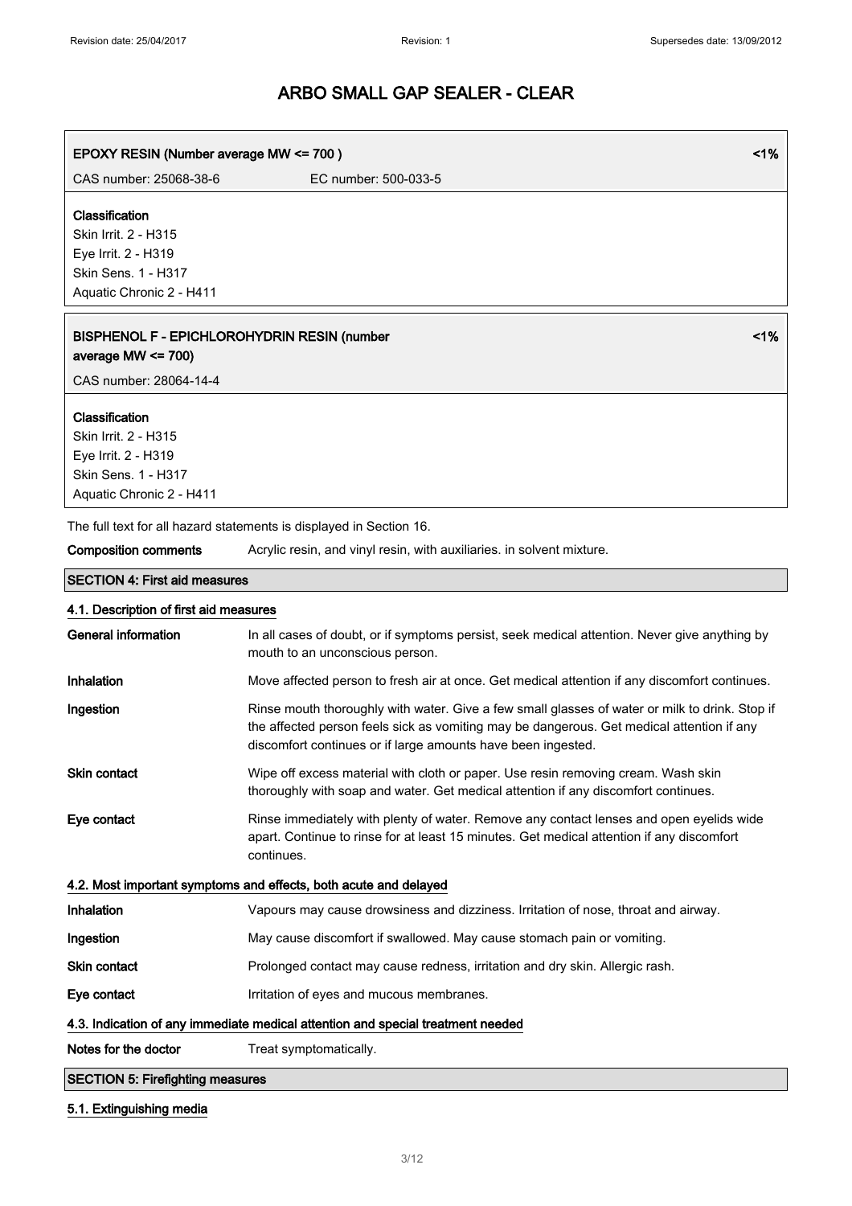# ARBO SMALL GAP SEALER - CLEAR

| EPOXY RESIN (Number average MW <= 700 ) | | <1% |
|---|---|---|
| CAS number: 25068-38-6 | EC number: 500-033-5 | |

**Classification**
Skin Irrit. 2 - H315
Eye Irrit. 2 - H319
Skin Sens. 1 - H317
Aquatic Chronic 2 - H411

| BISPHENOL F - EPICHLOROHYDRIN RESIN (number average MW <= 700) | <1% |
|---|---|
| CAS number: 28064-14-4 | |

**Classification**
Skin Irrit. 2 - H315
Eye Irrit. 2 - H319
Skin Sens. 1 - H317
Aquatic Chronic 2 - H411

The full text for all hazard statements is displayed in Section 16.

**Composition comments** Acrylic resin, and vinyl resin, with auxiliaries. in solvent mixture.

## SECTION 4: First aid measures

### 4.1. Description of first aid measures

**General information** In all cases of doubt, or if symptoms persist, seek medical attention. Never give anything by mouth to an unconscious person.

**Inhalation** Move affected person to fresh air at once. Get medical attention if any discomfort continues.

**Ingestion** Rinse mouth thoroughly with water. Give a few small glasses of water or milk to drink. Stop if the affected person feels sick as vomiting may be dangerous. Get medical attention if any discomfort continues or if large amounts have been ingested.

**Skin contact** Wipe off excess material with cloth or paper. Use resin removing cream. Wash skin thoroughly with soap and water. Get medical attention if any discomfort continues.

**Eye contact** Rinse immediately with plenty of water. Remove any contact lenses and open eyelids wide apart. Continue to rinse for at least 15 minutes. Get medical attention if any discomfort continues.

### 4.2. Most important symptoms and effects, both acute and delayed

**Inhalation** Vapours may cause drowsiness and dizziness. Irritation of nose, throat and airway.

**Ingestion** May cause discomfort if swallowed. May cause stomach pain or vomiting.

**Skin contact** Prolonged contact may cause redness, irritation and dry skin. Allergic rash.

**Eye contact** Irritation of eyes and mucous membranes.

### 4.3. Indication of any immediate medical attention and special treatment needed

**Notes for the doctor** Treat symptomatically.

## SECTION 5: Firefighting measures

### 5.1. Extinguishing media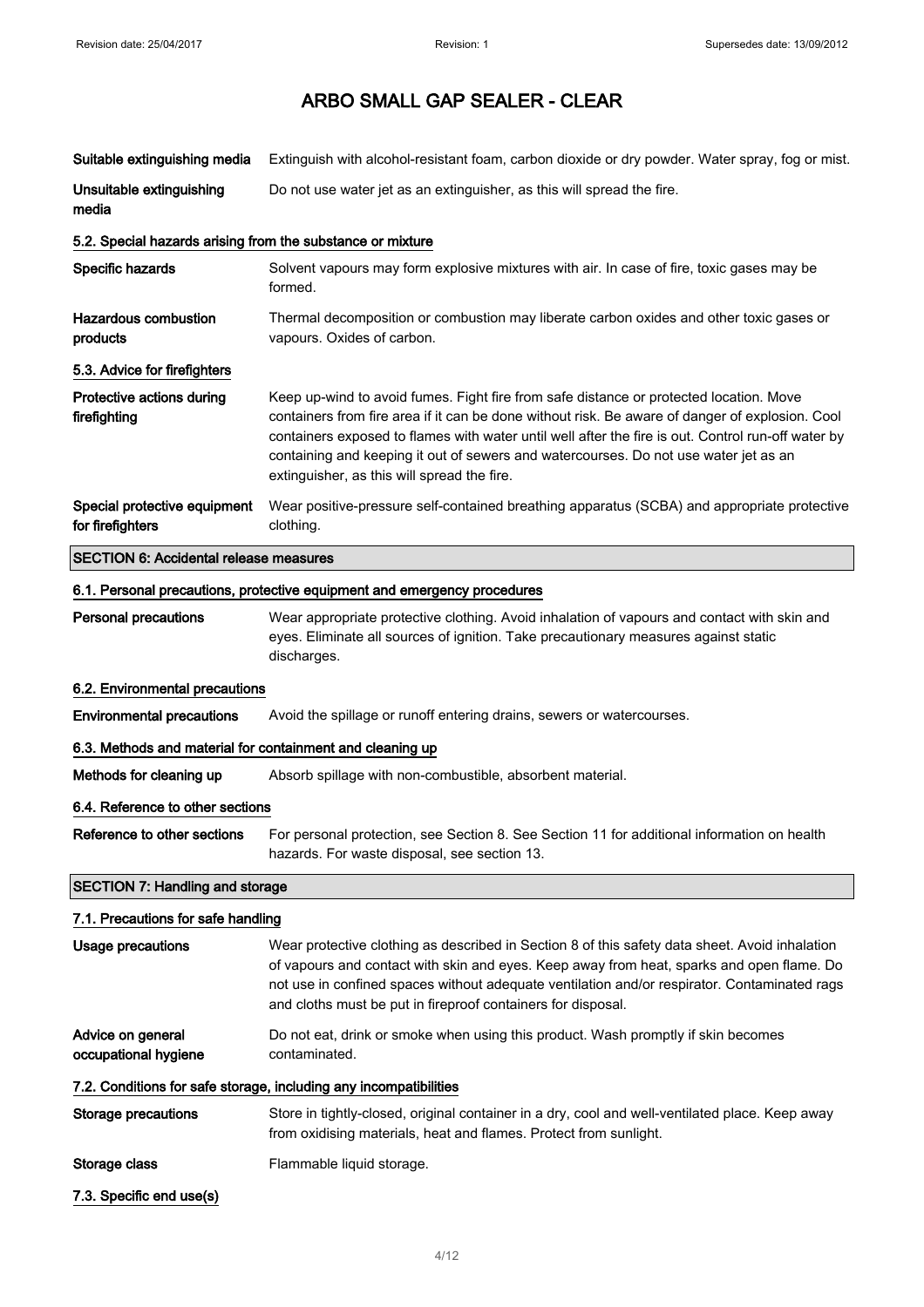# ARBO SMALL GAP SEALER - CLEAR

| | |
|---|---|
| **Suitable extinguishing media** | Extinguish with alcohol-resistant foam, carbon dioxide or dry powder. Water spray, fog or mist. |
| **Unsuitable extinguishing media** | Do not use water jet as an extinguisher, as this will spread the fire. |

### 5.2. Special hazards arising from the substance or mixture

| | |
|---|---|
| **Specific hazards** | Solvent vapours may form explosive mixtures with air. In case of fire, toxic gases may be formed. |
| **Hazardous combustion products** | Thermal decomposition or combustion may liberate carbon oxides and other toxic gases or vapours. Oxides of carbon. |

### 5.3. Advice for firefighters

| | |
|---|---|
| **Protective actions during firefighting** | Keep up-wind to avoid fumes. Fight fire from safe distance or protected location. Move containers from fire area if it can be done without risk. Be aware of danger of explosion. Cool containers exposed to flames with water until well after the fire is out. Control run-off water by containing and keeping it out of sewers and watercourses. Do not use water jet as an extinguisher, as this will spread the fire. |
| **Special protective equipment for firefighters** | Wear positive-pressure self-contained breathing apparatus (SCBA) and appropriate protective clothing. |

## SECTION 6: Accidental release measures

### 6.1. Personal precautions, protective equipment and emergency procedures

| | |
|---|---|
| **Personal precautions** | Wear appropriate protective clothing. Avoid inhalation of vapours and contact with skin and eyes. Eliminate all sources of ignition. Take precautionary measures against static discharges. |

### 6.2. Environmental precautions

| | |
|---|---|
| **Environmental precautions** | Avoid the spillage or runoff entering drains, sewers or watercourses. |

### 6.3. Methods and material for containment and cleaning up

| | |
|---|---|
| **Methods for cleaning up** | Absorb spillage with non-combustible, absorbent material. |

### 6.4. Reference to other sections

| | |
|---|---|
| **Reference to other sections** | For personal protection, see Section 8. See Section 11 for additional information on health hazards. For waste disposal, see section 13. |

## SECTION 7: Handling and storage

### 7.1. Precautions for safe handling

| | |
|---|---|
| **Usage precautions** | Wear protective clothing as described in Section 8 of this safety data sheet. Avoid inhalation of vapours and contact with skin and eyes. Keep away from heat, sparks and open flame. Do not use in confined spaces without adequate ventilation and/or respirator. Contaminated rags and cloths must be put in fireproof containers for disposal. |
| **Advice on general occupational hygiene** | Do not eat, drink or smoke when using this product. Wash promptly if skin becomes contaminated. |

### 7.2. Conditions for safe storage, including any incompatibilities

| | |
|---|---|
| **Storage precautions** | Store in tightly-closed, original container in a dry, cool and well-ventilated place. Keep away from oxidising materials, heat and flames. Protect from sunlight. |
| **Storage class** | Flammable liquid storage. |

### 7.3. Specific end use(s)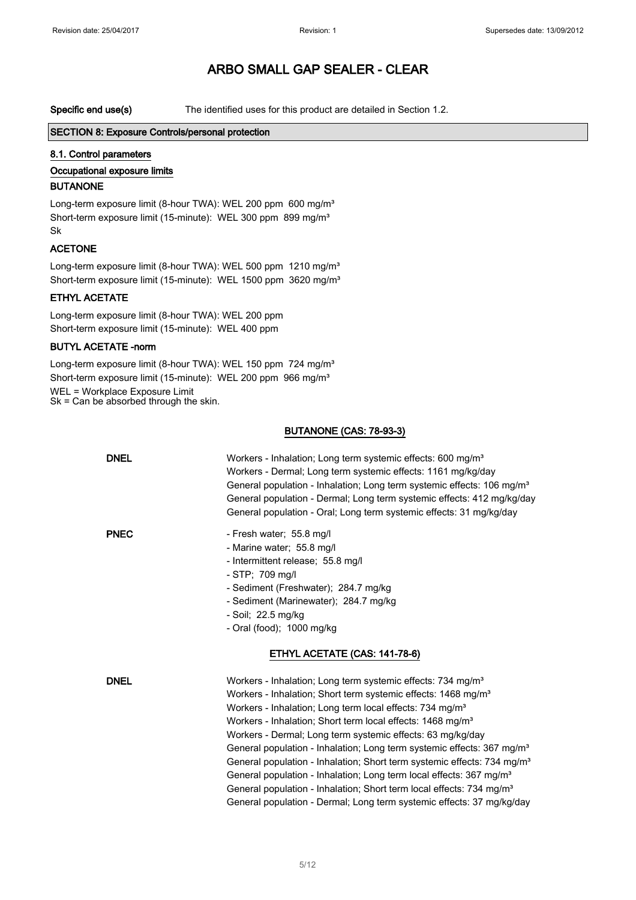# ARBO SMALL GAP SEALER - CLEAR

**Specific end use(s)** The identified uses for this product are detailed in Section 1.2.

## SECTION 8: Exposure Controls/personal protection

### 8.1. Control parameters

**Occupational exposure limits**

**BUTANONE**

Long-term exposure limit (8-hour TWA): WEL 200 ppm 600 mg/m³
Short-term exposure limit (15-minute): WEL 300 ppm 899 mg/m³
Sk

**ACETONE**

Long-term exposure limit (8-hour TWA): WEL 500 ppm 1210 mg/m³
Short-term exposure limit (15-minute): WEL 1500 ppm 3620 mg/m³

**ETHYL ACETATE**

Long-term exposure limit (8-hour TWA): WEL 200 ppm
Short-term exposure limit (15-minute): WEL 400 ppm

**BUTYL ACETATE -norm**

Long-term exposure limit (8-hour TWA): WEL 150 ppm 724 mg/m³
Short-term exposure limit (15-minute): WEL 200 ppm 966 mg/m³
WEL = Workplace Exposure Limit
Sk = Can be absorbed through the skin.

**BUTANONE (CAS: 78-93-3)**

**DNEL**

Workers - Inhalation; Long term systemic effects: 600 mg/m³
Workers - Dermal; Long term systemic effects: 1161 mg/kg/day
General population - Inhalation; Long term systemic effects: 106 mg/m³
General population - Dermal; Long term systemic effects: 412 mg/kg/day
General population - Oral; Long term systemic effects: 31 mg/kg/day

**PNEC**

- Fresh water; 55.8 mg/l
- Marine water; 55.8 mg/l
- Intermittent release; 55.8 mg/l
- STP; 709 mg/l
- Sediment (Freshwater); 284.7 mg/kg
- Sediment (Marinewater); 284.7 mg/kg
- Soil; 22.5 mg/kg
- Oral (food); 1000 mg/kg

**ETHYL ACETATE (CAS: 141-78-6)**

**DNEL**

Workers - Inhalation; Long term systemic effects: 734 mg/m³
Workers - Inhalation; Short term systemic effects: 1468 mg/m³
Workers - Inhalation; Long term local effects: 734 mg/m³
Workers - Inhalation; Short term local effects: 1468 mg/m³
Workers - Dermal; Long term systemic effects: 63 mg/kg/day
General population - Inhalation; Long term systemic effects: 367 mg/m³
General population - Inhalation; Short term systemic effects: 734 mg/m³
General population - Inhalation; Long term local effects: 367 mg/m³
General population - Inhalation; Short term local effects: 734 mg/m³
General population - Dermal; Long term systemic effects: 37 mg/kg/day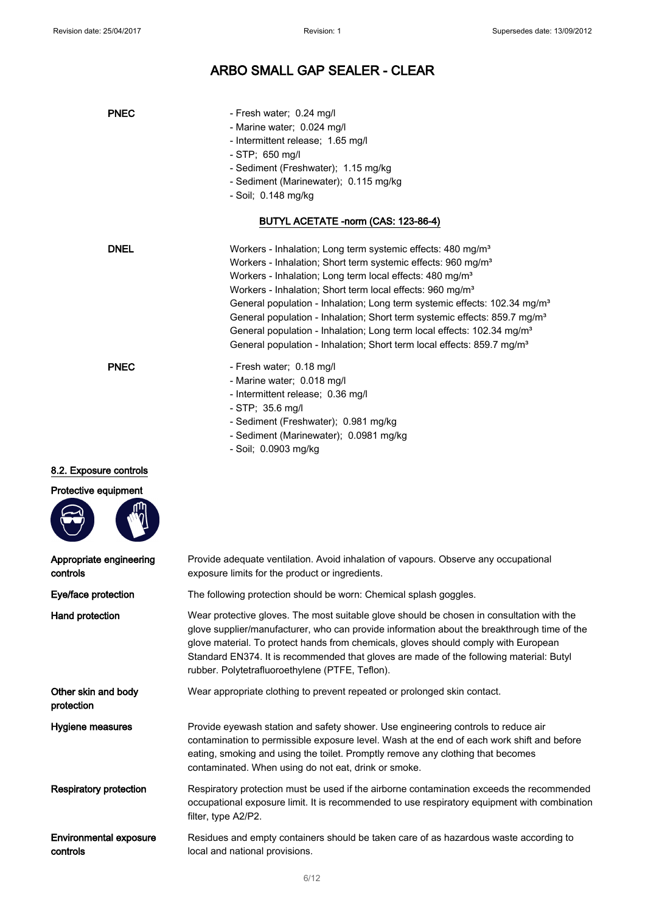# ARBO SMALL GAP SEALER - CLEAR

| | |
|---|---|
| **PNEC** | - Fresh water; 0.24 mg/l<br>- Marine water; 0.024 mg/l<br>- Intermittent release; 1.65 mg/l<br>- STP; 650 mg/l<br>- Sediment (Freshwater); 1.15 mg/kg<br>- Sediment (Marinewater); 0.115 mg/kg<br>- Soil; 0.148 mg/kg |

**BUTYL ACETATE -norm (CAS: 123-86-4)**

| | |
|---|---|
| **DNEL** | Workers - Inhalation; Long term systemic effects: 480 mg/m³<br>Workers - Inhalation; Short term systemic effects: 960 mg/m³<br>Workers - Inhalation; Long term local effects: 480 mg/m³<br>Workers - Inhalation; Short term local effects: 960 mg/m³<br>General population - Inhalation; Long term systemic effects: 102.34 mg/m³<br>General population - Inhalation; Short term systemic effects: 859.7 mg/m³<br>General population - Inhalation; Long term local effects: 102.34 mg/m³<br>General population - Inhalation; Short term local effects: 859.7 mg/m³ |
| **PNEC** | - Fresh water; 0.18 mg/l<br>- Marine water; 0.018 mg/l<br>- Intermittent release; 0.36 mg/l<br>- STP; 35.6 mg/l<br>- Sediment (Freshwater); 0.981 mg/kg<br>- Sediment (Marinewater); 0.0981 mg/kg<br>- Soil; 0.0903 mg/kg |

## 8.2. Exposure controls

**Protective equipment**

| | |
|---|---|
| **Appropriate engineering controls** | Provide adequate ventilation. Avoid inhalation of vapours. Observe any occupational exposure limits for the product or ingredients. |
| **Eye/face protection** | The following protection should be worn: Chemical splash goggles. |
| **Hand protection** | Wear protective gloves. The most suitable glove should be chosen in consultation with the glove supplier/manufacturer, who can provide information about the breakthrough time of the glove material. To protect hands from chemicals, gloves should comply with European Standard EN374. It is recommended that gloves are made of the following material: Butyl rubber. Polytetrafluoroethylene (PTFE, Teflon). |
| **Other skin and body protection** | Wear appropriate clothing to prevent repeated or prolonged skin contact. |
| **Hygiene measures** | Provide eyewash station and safety shower. Use engineering controls to reduce air contamination to permissible exposure level. Wash at the end of each work shift and before eating, smoking and using the toilet. Promptly remove any clothing that becomes contaminated. When using do not eat, drink or smoke. |
| **Respiratory protection** | Respiratory protection must be used if the airborne contamination exceeds the recommended occupational exposure limit. It is recommended to use respiratory equipment with combination filter, type A2/P2. |
| **Environmental exposure controls** | Residues and empty containers should be taken care of as hazardous waste according to local and national provisions. |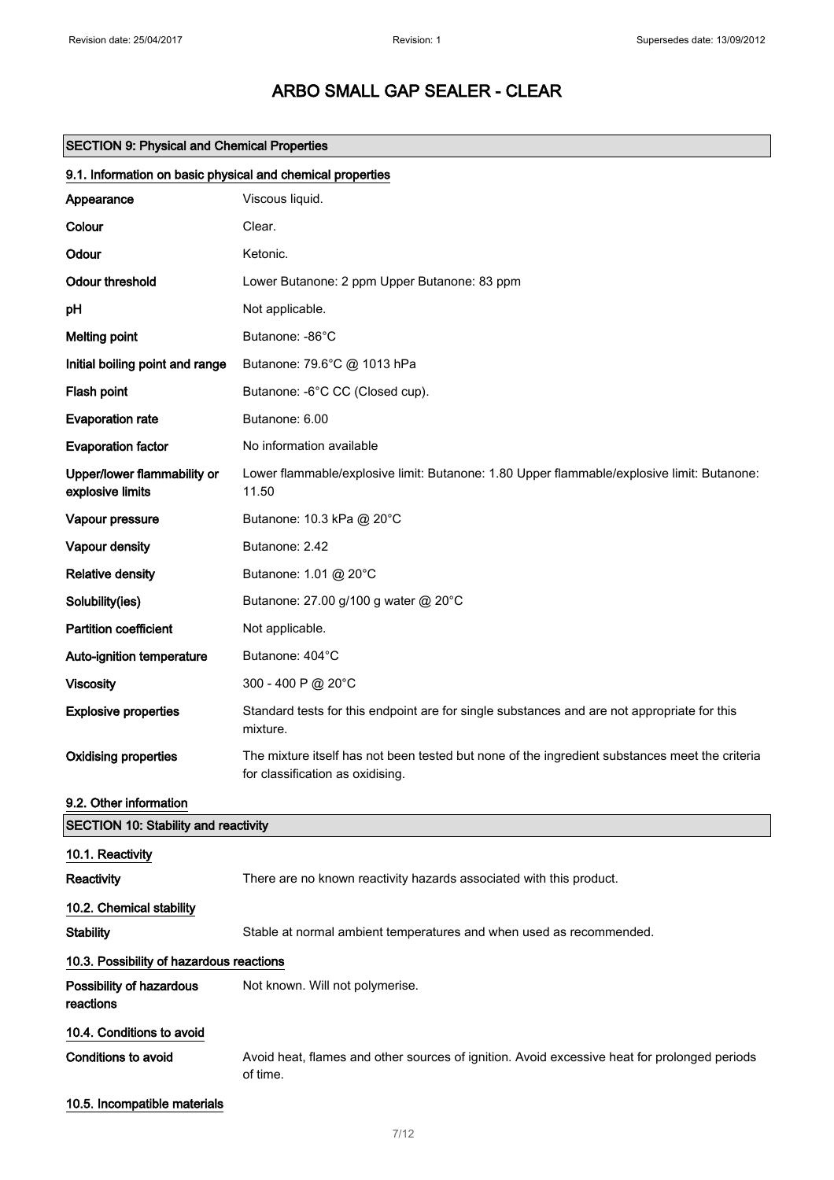# ARBO SMALL GAP SEALER - CLEAR

## SECTION 9: Physical and Chemical Properties

### 9.1. Information on basic physical and chemical properties

| | |
|---|---|
| **Appearance** | Viscous liquid. |
| **Colour** | Clear. |
| **Odour** | Ketonic. |
| **Odour threshold** | Lower Butanone: 2 ppm Upper Butanone: 83 ppm |
| **pH** | Not applicable. |
| **Melting point** | Butanone: -86°C |
| **Initial boiling point and range** | Butanone: 79.6°C @ 1013 hPa |
| **Flash point** | Butanone: -6°C CC (Closed cup). |
| **Evaporation rate** | Butanone: 6.00 |
| **Evaporation factor** | No information available |
| **Upper/lower flammability or explosive limits** | Lower flammable/explosive limit: Butanone: 1.80 Upper flammable/explosive limit: Butanone: 11.50 |
| **Vapour pressure** | Butanone: 10.3 kPa @ 20°C |
| **Vapour density** | Butanone: 2.42 |
| **Relative density** | Butanone: 1.01 @ 20°C |
| **Solubility(ies)** | Butanone: 27.00 g/100 g water @ 20°C |
| **Partition coefficient** | Not applicable. |
| **Auto-ignition temperature** | Butanone: 404°C |
| **Viscosity** | 300 - 400 P @ 20°C |
| **Explosive properties** | Standard tests for this endpoint are for single substances and are not appropriate for this mixture. |
| **Oxidising properties** | The mixture itself has not been tested but none of the ingredient substances meet the criteria for classification as oxidising. |

### 9.2. Other information

## SECTION 10: Stability and reactivity

### 10.1. Reactivity

**Reactivity** There are no known reactivity hazards associated with this product.

### 10.2. Chemical stability

**Stability** Stable at normal ambient temperatures and when used as recommended.

### 10.3. Possibility of hazardous reactions

**Possibility of hazardous reactions** Not known. Will not polymerise.

### 10.4. Conditions to avoid

**Conditions to avoid** Avoid heat, flames and other sources of ignition. Avoid excessive heat for prolonged periods of time.

### 10.5. Incompatible materials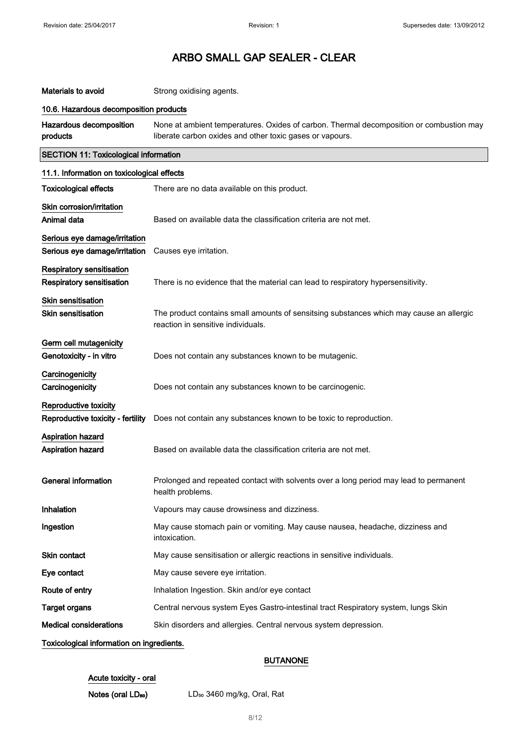# ARBO SMALL GAP SEALER - CLEAR

**Materials to avoid** Strong oxidising agents.

### 10.6. Hazardous decomposition products

**Hazardous decomposition products** None at ambient temperatures. Oxides of carbon. Thermal decomposition or combustion may liberate carbon oxides and other toxic gases or vapours.

## SECTION 11: Toxicological information

### 11.1. Information on toxicological effects

**Toxicological effects** There are no data available on this product.

**Skin corrosion/irritation**

**Animal data** Based on available data the classification criteria are not met.

**Serious eye damage/irritation**

**Serious eye damage/irritation** Causes eye irritation.

**Respiratory sensitisation**

**Respiratory sensitisation** There is no evidence that the material can lead to respiratory hypersensitivity.

**Skin sensitisation**

**Skin sensitisation** The product contains small amounts of sensitsing substances which may cause an allergic reaction in sensitive individuals.

**Germ cell mutagenicity**

**Genotoxicity - in vitro** Does not contain any substances known to be mutagenic.

**Carcinogenicity**

**Carcinogenicity** Does not contain any substances known to be carcinogenic.

**Reproductive toxicity**

**Reproductive toxicity - fertility** Does not contain any substances known to be toxic to reproduction.

**Aspiration hazard**

**Aspiration hazard** Based on available data the classification criteria are not met.

**General information** Prolonged and repeated contact with solvents over a long period may lead to permanent health problems.

**Inhalation** Vapours may cause drowsiness and dizziness.

**Ingestion** May cause stomach pain or vomiting. May cause nausea, headache, dizziness and intoxication.

**Skin contact** May cause sensitisation or allergic reactions in sensitive individuals.

**Eye contact** May cause severe eye irritation.

**Route of entry** Inhalation Ingestion. Skin and/or eye contact

**Target organs** Central nervous system Eyes Gastro-intestinal tract Respiratory system, lungs Skin

**Medical considerations** Skin disorders and allergies. Central nervous system depression.

**Toxicological information on ingredients.**

**BUTANONE**

**Acute toxicity - oral**

**Notes (oral $LD_{50}$)** $LD_{50}$ 3460 mg/kg, Oral, Rat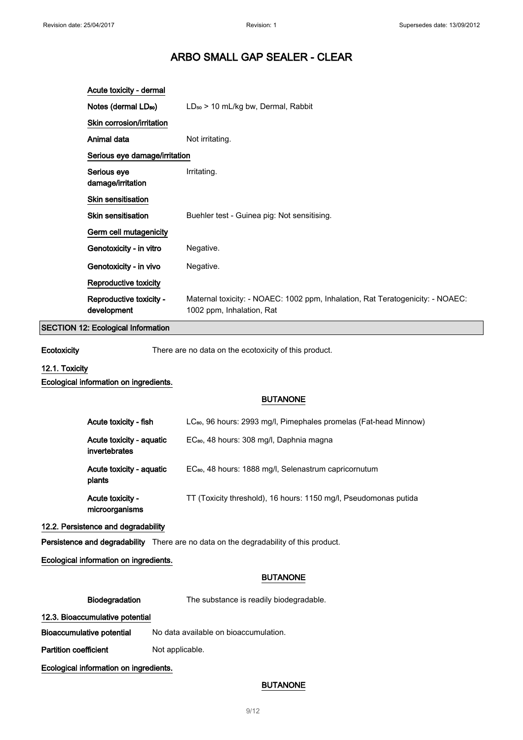# ARBO SMALL GAP SEALER - CLEAR

**Acute toxicity - dermal**

| | |
|---|---|
| **Notes (dermal $LD_{50}$)** | $LD_{50}$ > 10 mL/kg bw, Dermal, Rabbit |

**Skin corrosion/irritation**

| | |
|---|---|
| **Animal data** | Not irritating. |

**Serious eye damage/irritation**

| | |
|---|---|
| **Serious eye damage/irritation** | Irritating. |

**Skin sensitisation**

| | |
|---|---|
| **Skin sensitisation** | Buehler test - Guinea pig: Not sensitising. |

**Germ cell mutagenicity**

| | |
|---|---|
| **Genotoxicity - in vitro** | Negative. |
| **Genotoxicity - in vivo** | Negative. |

**Reproductive toxicity**

| | |
|---|---|
| **Reproductive toxicity - development** | Maternal toxicity: - NOAEC: 1002 ppm, Inhalation, Rat Teratogenicity: - NOAEC: 1002 ppm, Inhalation, Rat |

## SECTION 12: Ecological Information

**Ecotoxicity** There are no data on the ecotoxicity of this product.

### 12.1. Toxicity

**Ecological information on ingredients.**

**BUTANONE**

| | |
|---|---|
| **Acute toxicity - fish** | $LC_{80}$, 96 hours: 2993 mg/l, Pimephales promelas (Fat-head Minnow) |
| **Acute toxicity - aquatic invertebrates** | $EC_{80}$, 48 hours: 308 mg/l, Daphnia magna |
| **Acute toxicity - aquatic plants** | $EC_{80}$, 48 hours: 1888 mg/l, Selenastrum capricornutum |
| **Acute toxicity - microorganisms** | TT (Toxicity threshold), 16 hours: 1150 mg/l, Pseudomonas putida |

### 12.2. Persistence and degradability

**Persistence and degradability** There are no data on the degradability of this product.

**Ecological information on ingredients.**

**BUTANONE**

| | |
|---|---|
| **Biodegradation** | The substance is readily biodegradable. |

### 12.3. Bioaccumulative potential

| | |
|---|---|
| **Bioaccumulative potential** | No data available on bioaccumulation. |
| **Partition coefficient** | Not applicable. |

**Ecological information on ingredients.**

**BUTANONE**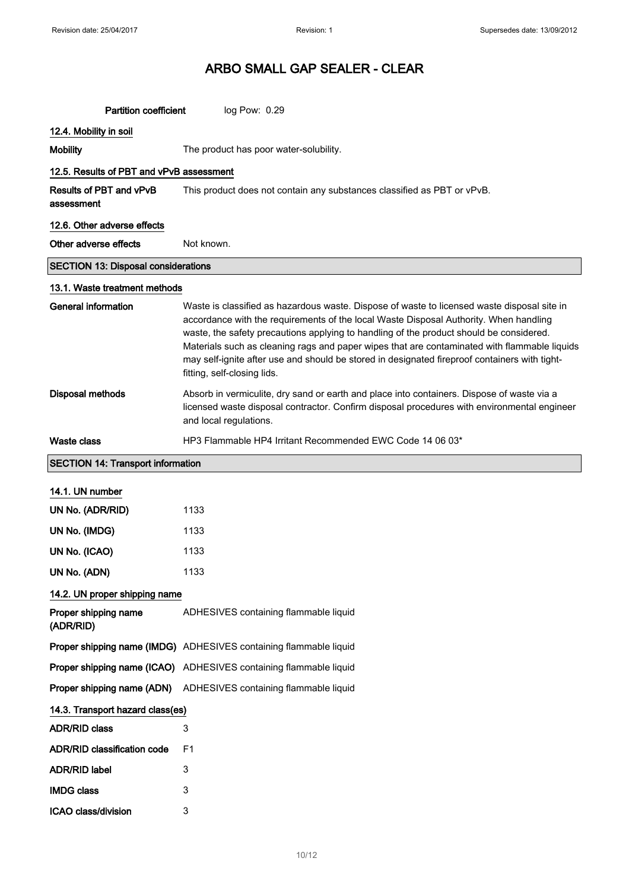| | |
|---|---|
| **Partition coefficient** | log Pow: 0.29 |

**12.4. Mobility in soil**

| | |
|---|---|
| **Mobility** | The product has poor water-solubility. |

**12.5. Results of PBT and vPvB assessment**

| | |
|---|---|
| **Results of PBT and vPvB assessment** | This product does not contain any substances classified as PBT or vPvB. |

**12.6. Other adverse effects**

| | |
|---|---|
| **Other adverse effects** | Not known. |

## SECTION 13: Disposal considerations

**13.1. Waste treatment methods**

| | |
|---|---|
| **General information** | Waste is classified as hazardous waste. Dispose of waste to licensed waste disposal site in accordance with the requirements of the local Waste Disposal Authority. When handling waste, the safety precautions applying to handling of the product should be considered. Materials such as cleaning rags and paper wipes that are contaminated with flammable liquids may self-ignite after use and should be stored in designated fireproof containers with tight-fitting, self-closing lids. |
| **Disposal methods** | Absorb in vermiculite, dry sand or earth and place into containers. Dispose of waste via a licensed waste disposal contractor. Confirm disposal procedures with environmental engineer and local regulations. |
| **Waste class** | HP3 Flammable HP4 Irritant Recommended EWC Code 14 06 03* |

## SECTION 14: Transport information

**14.1. UN number**

| | |
|---|---|
| **UN No. (ADR/RID)** | 1133 |
| **UN No. (IMDG)** | 1133 |
| **UN No. (ICAO)** | 1133 |
| **UN No. (ADN)** | 1133 |

**14.2. UN proper shipping name**

| | |
|---|---|
| **Proper shipping name (ADR/RID)** | ADHESIVES containing flammable liquid |
| **Proper shipping name (IMDG)** | ADHESIVES containing flammable liquid |
| **Proper shipping name (ICAO)** | ADHESIVES containing flammable liquid |
| **Proper shipping name (ADN)** | ADHESIVES containing flammable liquid |

**14.3. Transport hazard class(es)**

| | |
|---|---|
| **ADR/RID class** | 3 |
| **ADR/RID classification code** | F1 |
| **ADR/RID label** | 3 |
| **IMDG class** | 3 |
| **ICAO class/division** | 3 |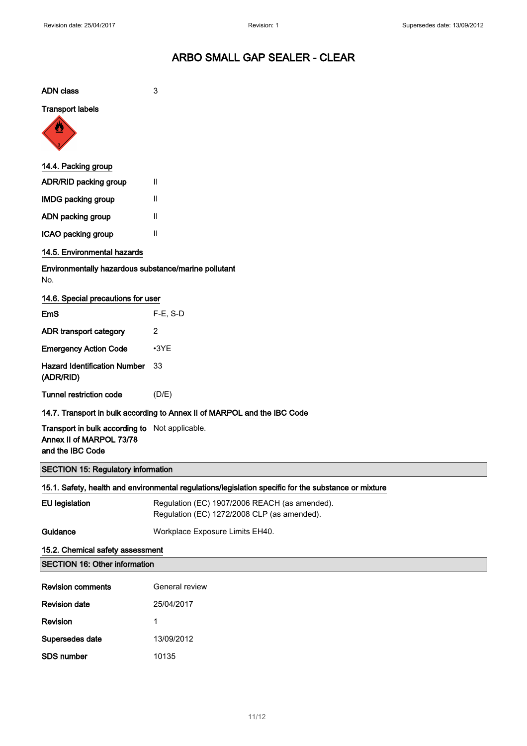# ARBO SMALL GAP SEALER - CLEAR

**ADN class** 3

**Transport labels**

### 14.4. Packing group

| | |
|---|---|
| **ADR/RID packing group** | II |
| **IMDG packing group** | II |
| **ADN packing group** | II |
| **ICAO packing group** | II |

### 14.5. Environmental hazards

**Environmentally hazardous substance/marine pollutant**
No.

### 14.6. Special precautions for user

| | |
|---|---|
| **EmS** | F-E, S-D |
| **ADR transport category** | 2 |
| **Emergency Action Code** | •3YE |
| **Hazard Identification Number (ADR/RID)** | 33 |
| **Tunnel restriction code** | (D/E) |

### 14.7. Transport in bulk according to Annex II of MARPOL and the IBC Code

**Transport in bulk according to Annex II of MARPOL 73/78 and the IBC Code** Not applicable.

## SECTION 15: Regulatory information

### 15.1. Safety, health and environmental regulations/legislation specific for the substance or mixture

**EU legislation** Regulation (EC) 1907/2006 REACH (as amended).
Regulation (EC) 1272/2008 CLP (as amended).

**Guidance** Workplace Exposure Limits EH40.

### 15.2. Chemical safety assessment

## SECTION 16: Other information

| | |
|---|---|
| **Revision comments** | General review |
| **Revision date** | 25/04/2017 |
| **Revision** | 1 |
| **Supersedes date** | 13/09/2012 |
| **SDS number** | 10135 |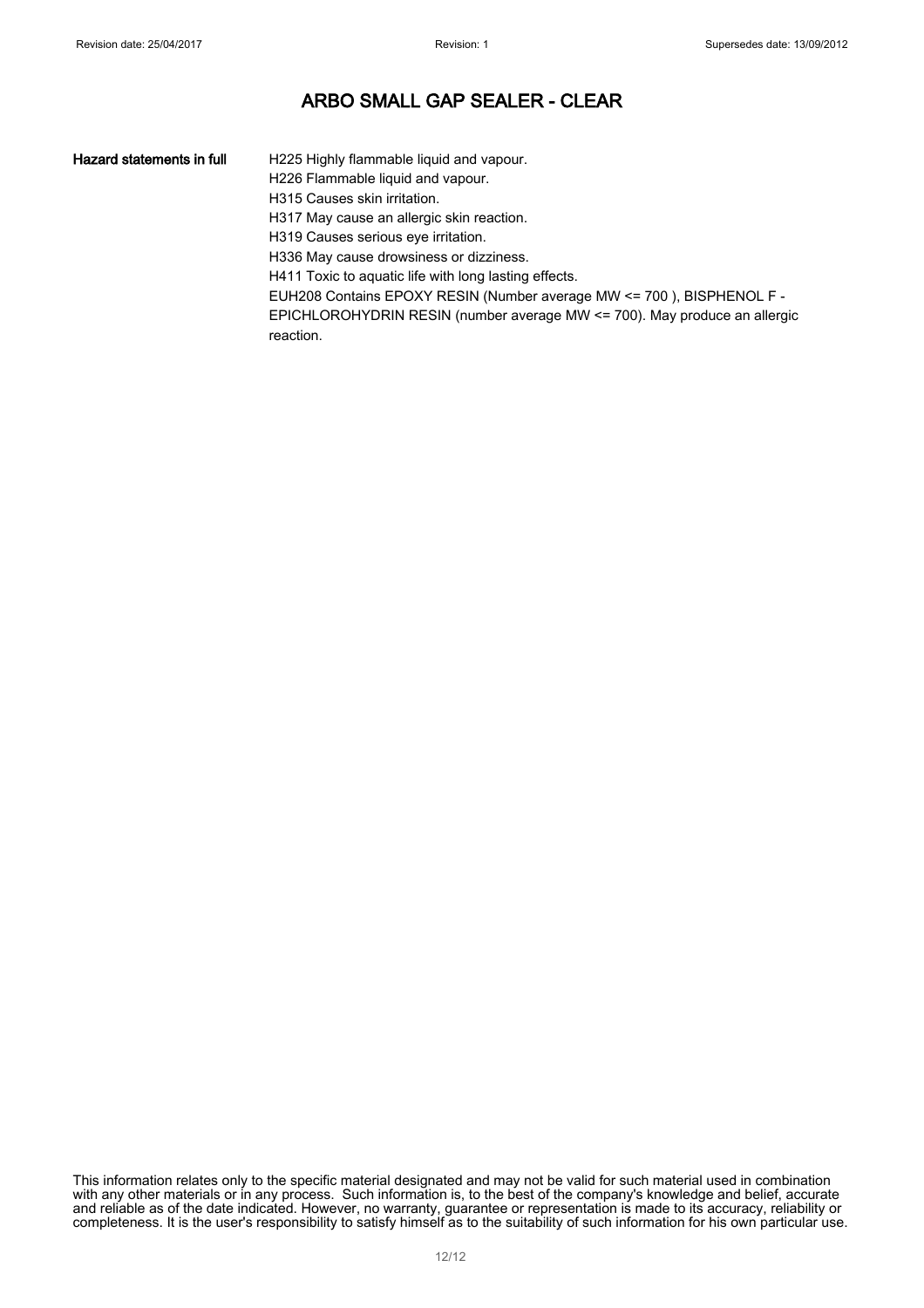# ARBO SMALL GAP SEALER - CLEAR

**Hazard statements in full**

H225 Highly flammable liquid and vapour.
H226 Flammable liquid and vapour.
H315 Causes skin irritation.
H317 May cause an allergic skin reaction.
H319 Causes serious eye irritation.
H336 May cause drowsiness or dizziness.
H411 Toxic to aquatic life with long lasting effects.
EUH208 Contains EPOXY RESIN (Number average MW <= 700 ), BISPHENOL F - EPICHLOROHYDRIN RESIN (number average MW <= 700). May produce an allergic reaction.

This information relates only to the specific material designated and may not be valid for such material used in combination with any other materials or in any process. Such information is, to the best of the company's knowledge and belief, accurate and reliable as of the date indicated. However, no warranty, guarantee or representation is made to its accuracy, reliability or completeness. It is the user's responsibility to satisfy himself as to the suitability of such information for his own particular use.